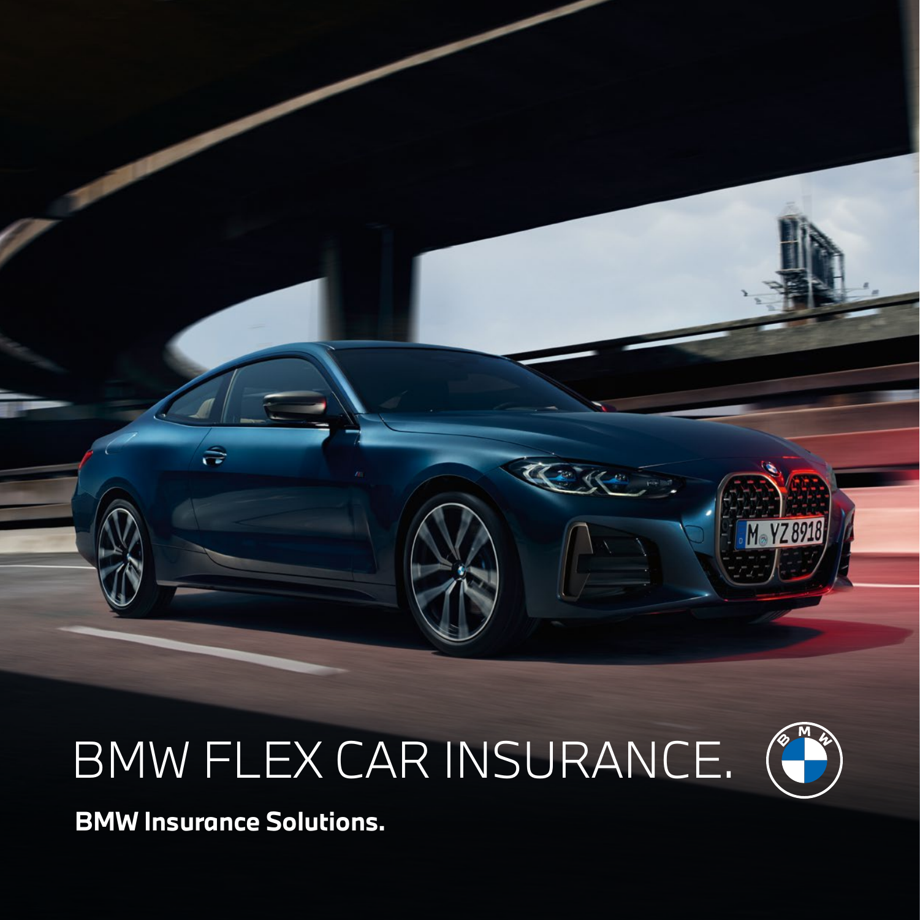# BMW FLEX CAR INSURANCE.

**BMW Insurance Solutions.**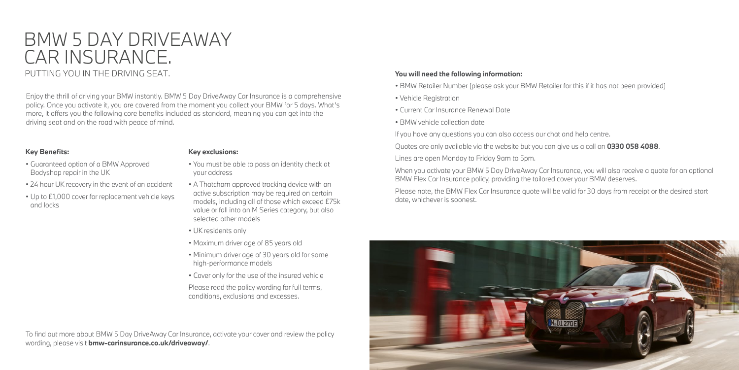# BMW 5 DAY DRIVEAWAY CAR INSURANCE.

## PUTTING YOU IN THE DRIVING SEAT.

Enjoy the thrill of driving your BMW instantly. BMW 5 Day DriveAway Car Insurance is a comprehensive policy. Once you activate it, you are covered from the moment you collect your BMW for 5 days. What's more, it offers you the following core benefits included as standard, meaning you can get into the driving seat and on the road with peace of mind.

### Key Benefits:

- Guaranteed option of a BMW Approved Bodyshop repair in the UK
- 24 hour UK recovery in the event of an accident
- Up to £1,000 cover for replacement vehicle keys and locks

### Key exclusions:

- You must be able to pass an identity check at your address
- A Thatcham approved tracking device with an active subscription may be required on certain models, including all of those which exceed £75k value or fall into an M Series category, but also selected other models
- UK residents only
- Maximum driver age of 85 years old
- Minimum driver age of 30 years old for some high-performance models
- Cover only for the use of the insured vehicle

Please read the policy wording for full terms, conditions, exclusions and excesses.

To find out more about BMW 5 Day DriveAway Car Insurance, activate your cover and review the policy wording, please visit **bmw-carinsurance.co.uk/driveaway/**.

**You will need the following information:**

- BMW Retailer Number (please ask your BMW Retailer for this if it has not been provided)
- Vehicle Registration
- Current Car Insurance Renewal Date
- BMW vehicle collection date

If you have any questions you can also access our chat and help centre.

Quotes are only available via the website but you can give us a call on **0330 058 4088**.

Lines are open Monday to Friday 9am to 5pm.

When you activate your BMW 5 Day DriveAway Car Insurance, you will also receive a quote for an optional BMW Flex Car Insurance policy, providing the tailored cover your BMW deserves.

Please note, the BMW Flex Car Insurance quote will be valid for 30 days from receipt or the desired start date, whichever is soonest.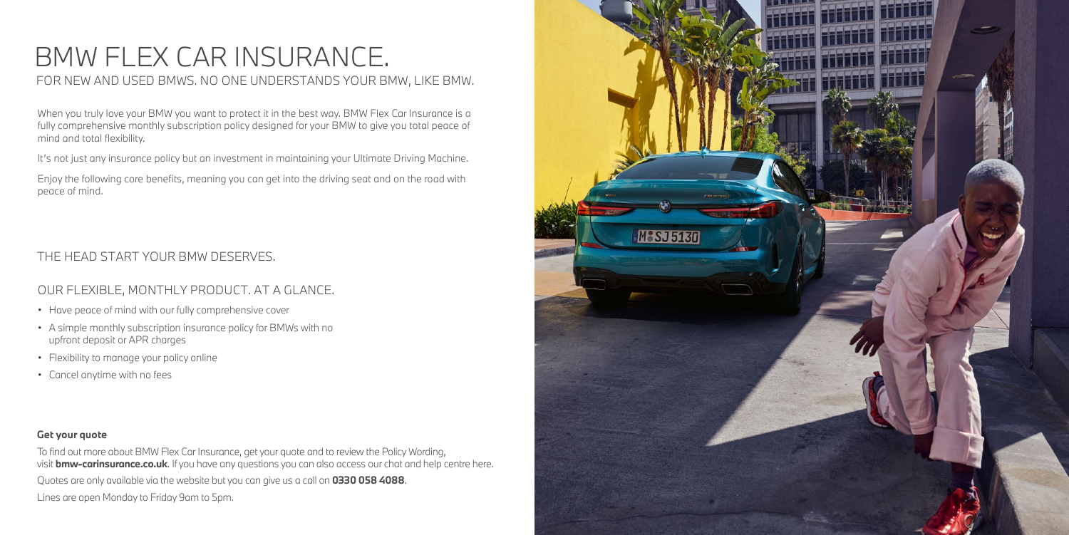# BMW FLEX CAR INSURANCE.

## FOR NEW AND USED BMWS. NO ONE UNDERSTANDS YOUR BMW, LIKE BMW.

When you truly love your BMW you want to protect it in the best way. BMW Flex Car Insurance is a fully comprehensive monthly subscription policy designed for your BMW to give you total peace of mind and total flexibility.

It's not just any insurance policy but an investment in maintaining your Ultimate Driving Machine.

Enjoy the following core benefits, meaning you can get into the driving seat and on the road with peace of mind.

## THE HEAD START YOUR BMW DESERVES.

## OUR FLEXIBLE, MONTHLY PRODUCT. AT A GLANCE.

- Have peace of mind with our fully comprehensive cover
- A simple monthly subscription insurance policy for BMWs with no upfront deposit or APR charges
- Flexibility to manage your policy online
- Cancel anytime with no fees

**Get your quote**

To find out more about BMW Flex Car Insurance, get your quote and to review the Policy Wording, visit **bmw-carinsurance.co.uk**. If you have any questions you can also access our chat and help centre here.

Quotes are only available via the website but you can give us a call on **0330 058 4088**.

Lines are open Monday to Friday 9am to 5pm.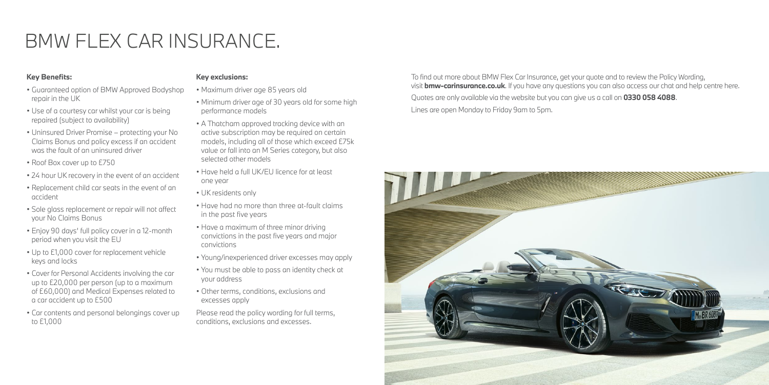# BMW FLEX CAR INSURANCE.

**Key Benefits:**

- Guaranteed option of BMW Approved Bodyshop repair in the UK
- Use of a courtesy car whilst your car is being repaired (subject to availability)
- Uninsured Driver Promise – protecting your No Claims Bonus and policy excess if an accident was the fault of an uninsured driver
- Roof Box cover up to £750
- 24 hour UK recovery in the event of an accident
- Replacement child car seats in the event of an accident
- Sole glass replacement or repair will not affect your No Claims Bonus
- Enjoy 90 days' full policy cover in a 12-month period when you visit the EU
- Up to £1,000 cover for replacement vehicle keys and locks
- Cover for Personal Accidents involving the car up to £20,000 per person (up to a maximum of £60,000) and Medical Expenses related to a car accident up to £500
- Car contents and personal belongings cover up to £1,000

**Key exclusions:**

- Maximum driver age 85 years old
- Minimum driver age of 30 years old for some high performance models
- A Thatcham approved tracking device with an active subscription may be required on certain models, including all of those which exceed £75k value or fall into an M Series category, but also selected other models
- Have held a full UK/EU licence for at least one year
- UK residents only
- Have had no more than three at-fault claims in the past five years
- Have a maximum of three minor driving convictions in the past five years and major convictions
- Young/inexperienced driver excesses may apply
- You must be able to pass an identity check at your address
- Other terms, conditions, exclusions and excesses apply

Please read the policy wording for full terms, conditions, exclusions and excesses.

To find out more about BMW Flex Car Insurance, get your quote and to review the Policy Wording, visit **bmw-carinsurance.co.uk**. If you have any questions you can also access our chat and help centre here.

Quotes are only available via the website but you can give us a call on **0330 058 4088**.

Lines are open Monday to Friday 9am to 5pm.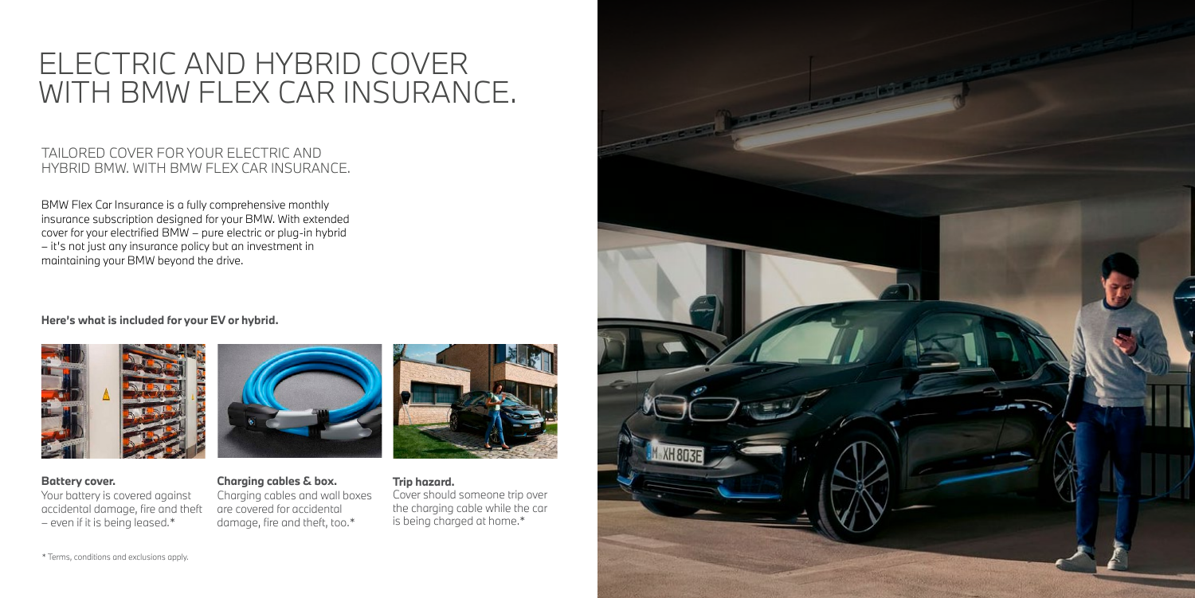# ELECTRIC AND HYBRID COVER WITH BMW FLEX CAR INSURANCE.

## TAILORED COVER FOR YOUR ELECTRIC AND HYBRID BMW. WITH BMW FLEX CAR INSURANCE.

BMW Flex Car Insurance is a fully comprehensive monthly insurance subscription designed for your BMW. With extended cover for your electrified BMW – pure electric or plug-in hybrid – it's not just any insurance policy but an investment in maintaining your BMW beyond the drive.

**Here's what is included for your EV or hybrid.**

**Battery cover.**
Your battery is covered against accidental damage, fire and theft – even if it is being leased.*

**Charging cables & box.**
Charging cables and wall boxes are covered for accidental damage, fire and theft, too.*

**Trip hazard.**
Cover should someone trip over the charging cable while the car is being charged at home.*

* Terms, conditions and exclusions apply.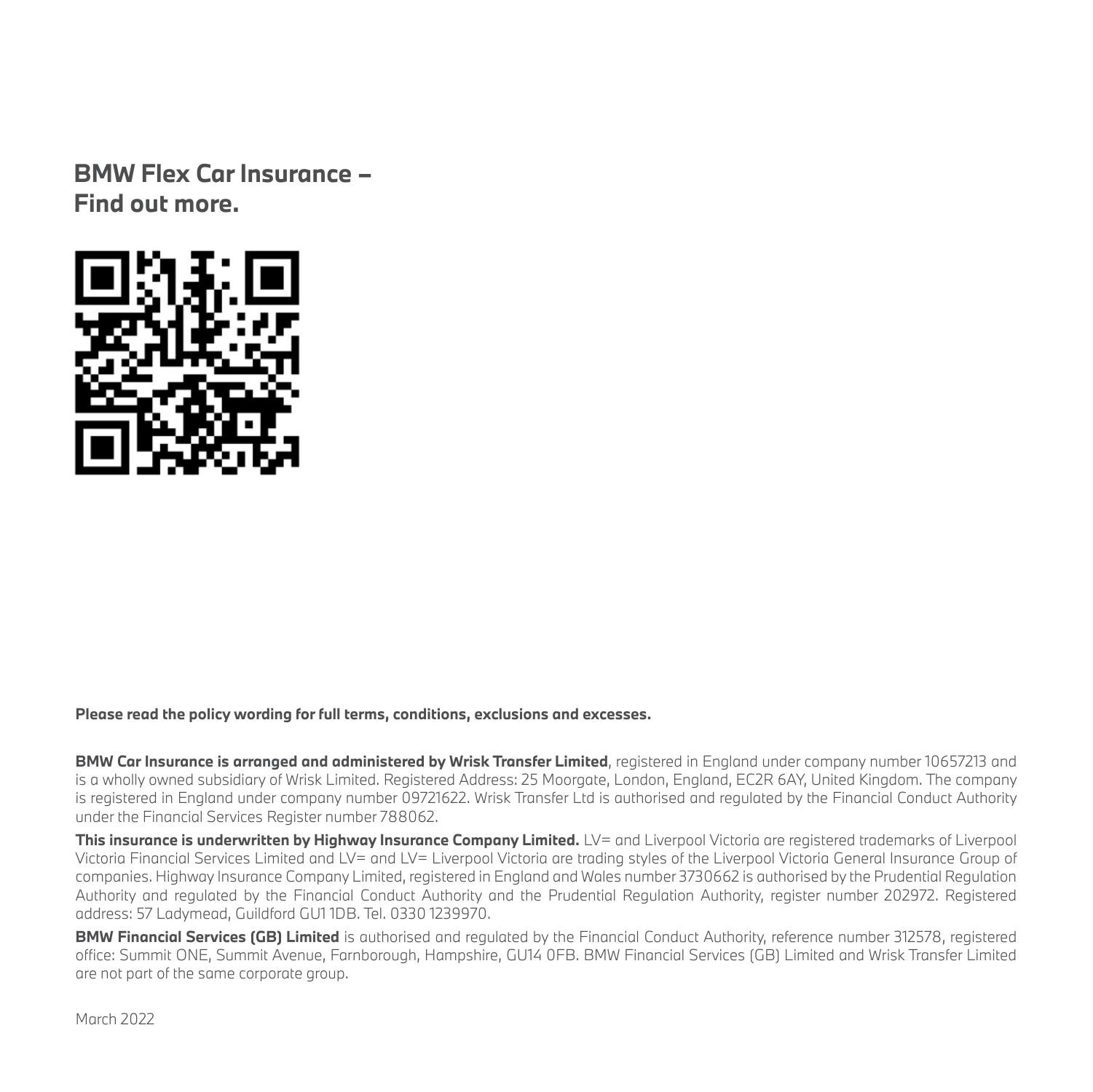## BMW Flex Car Insurance – Find out more.

**Please read the policy wording for full terms, conditions, exclusions and excesses.**

**BMW Car Insurance is arranged and administered by Wrisk Transfer Limited**, registered in England under company number 10657213 and is a wholly owned subsidiary of Wrisk Limited. Registered Address: 25 Moorgate, London, England, EC2R 6AY, United Kingdom. The company is registered in England under company number 09721622. Wrisk Transfer Ltd is authorised and regulated by the Financial Conduct Authority under the Financial Services Register number 788062.

**This insurance is underwritten by Highway Insurance Company Limited.** LV= and Liverpool Victoria are registered trademarks of Liverpool Victoria Financial Services Limited and LV= and LV= Liverpool Victoria are trading styles of the Liverpool Victoria General Insurance Group of companies. Highway Insurance Company Limited, registered in England and Wales number 3730662 is authorised by the Prudential Regulation Authority and regulated by the Financial Conduct Authority and the Prudential Regulation Authority, register number 202972. Registered address: 57 Ladymead, Guildford GU1 1DB. Tel. 0330 1239970.

**BMW Financial Services (GB) Limited** is authorised and regulated by the Financial Conduct Authority, reference number 312578, registered office: Summit ONE, Summit Avenue, Farnborough, Hampshire, GU14 0FB. BMW Financial Services (GB) Limited and Wrisk Transfer Limited are not part of the same corporate group.

March 2022